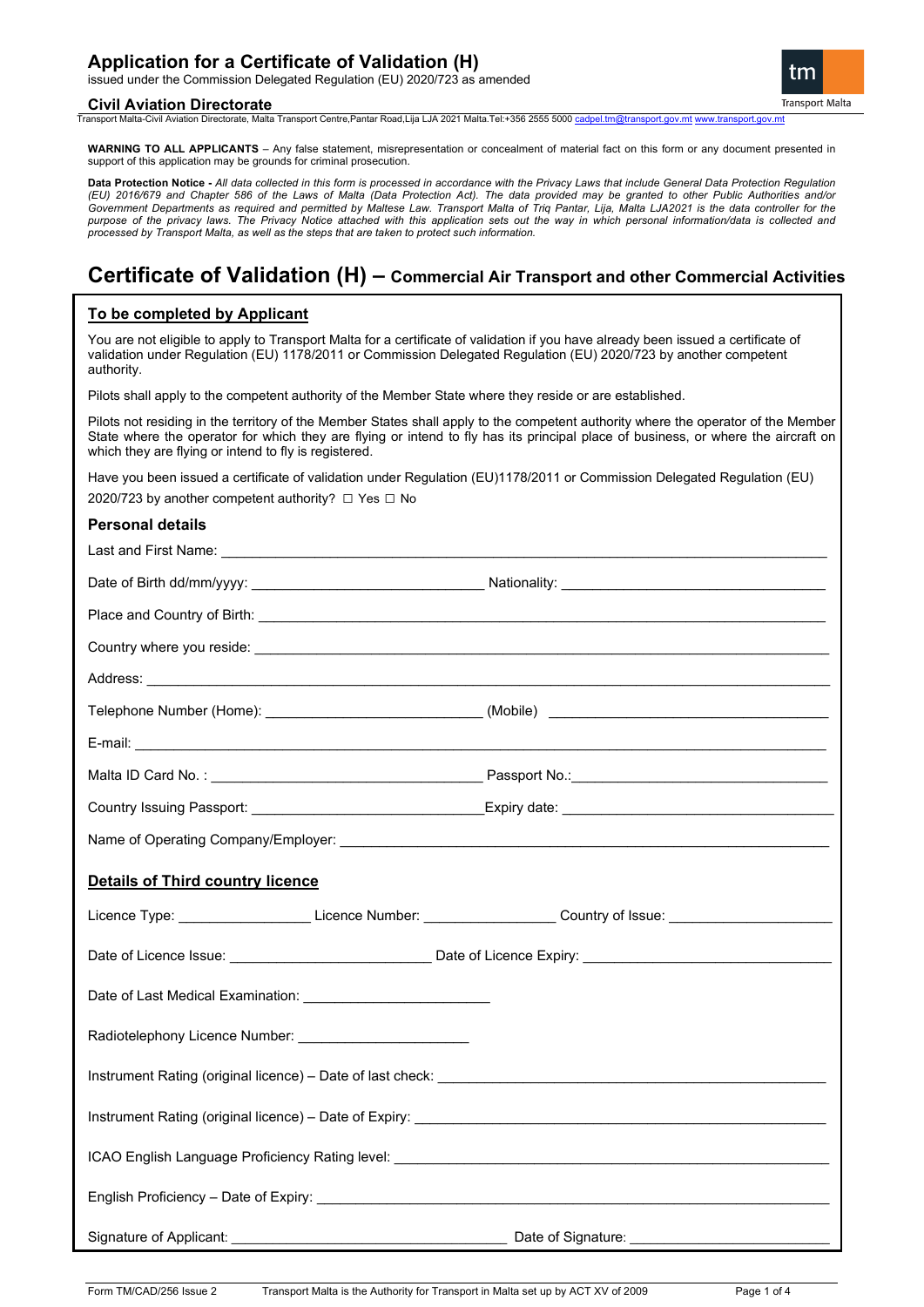# Application for a Certificate of Validation (H)

issued under the Commission Delegated Regulation (EU) 2020/723 as amended

**Civil Aviation Directorate**

Transport Malta-Civil Aviation Directorate, Malta Transport Centre,Pantar Road,Lija LJA 2021 Malta.Tel:+356 2555 5000 cadpel.tm@transport.gov.mt www.transport.gov.mt

**WARNING TO ALL APPLICANTS** – Any false statement, misrepresentation or concealment of material fact on this form or any document presented in support of this application may be grounds for criminal prosecution.

**Data Protection Notice -** *All data collected in this form is processed in accordance with the Privacy Laws that include General Data Protection Regulation (EU) 2016/679 and Chapter 586 of the Laws of Malta (Data Protection Act). The data provided may be granted to other Public Authorities and/or Government Departments as required and permitted by Maltese Law. Transport Malta of Triq Pantar, Lija, Malta LJA2021 is the data controller for the purpose of the privacy laws. The Privacy Notice attached with this application sets out the way in which personal information/data is collected and processed by Transport Malta, as well as the steps that are taken to protect such information.*

# Certificate of Validation (H) – Commercial Air Transport and other Commercial Activities

## To be completed by Applicant

You are not eligible to apply to Transport Malta for a certificate of validation if you have already been issued a certificate of validation under Regulation (EU) 1178/2011 or Commission Delegated Regulation (EU) 2020/723 by another competent authority.

Pilots shall apply to the competent authority of the Member State where they reside or are established.

Pilots not residing in the territory of the Member States shall apply to the competent authority where the operator of the Member State where the operator for which they are flying or intend to fly has its principal place of business, or where the aircraft on which they are flying or intend to fly is registered.

Have you been issued a certificate of validation under Regulation (EU)1178/2011 or Commission Delegated Regulation (EU) 2020/723 by another competent authority? ☐ Yes ☐ No

### Personal details

Last and First Name: ______________________________________________

Date of Birth dd/mm/yyyy: ______________________ Nationality: ______________________

Place and Country of Birth: ______________________________________________

Country where you reside: ______________________________________________

Address: ______________________________________________

Telephone Number (Home): ______________________ (Mobile) ______________________

E-mail: ______________________________________________

Malta ID Card No. : ______________________ Passport No.:______________________

Country Issuing Passport: ______________________Expiry date: ______________________

Name of Operating Company/Employer: ______________________________________________

## Details of Third country licence

Licence Type: ________________ Licence Number: ________________ Country of Issue: ____________________

Date of Licence Issue: ______________________ Date of Licence Expiry: ______________________

Date of Last Medical Examination: ______________________

Radiotelephony Licence Number: ______________________

Instrument Rating (original licence) – Date of last check: ______________________________________________

Instrument Rating (original licence) – Date of Expiry: ______________________________________________

ICAO English Language Proficiency Rating level: ______________________________________________

English Proficiency – Date of Expiry: ______________________________________________

Signature of Applicant: ______________________ Date of Signature: ______________________

Form TM/CAD/256 Issue 2 Transport Malta is the Authority for Transport in Malta set up by ACT XV of 2009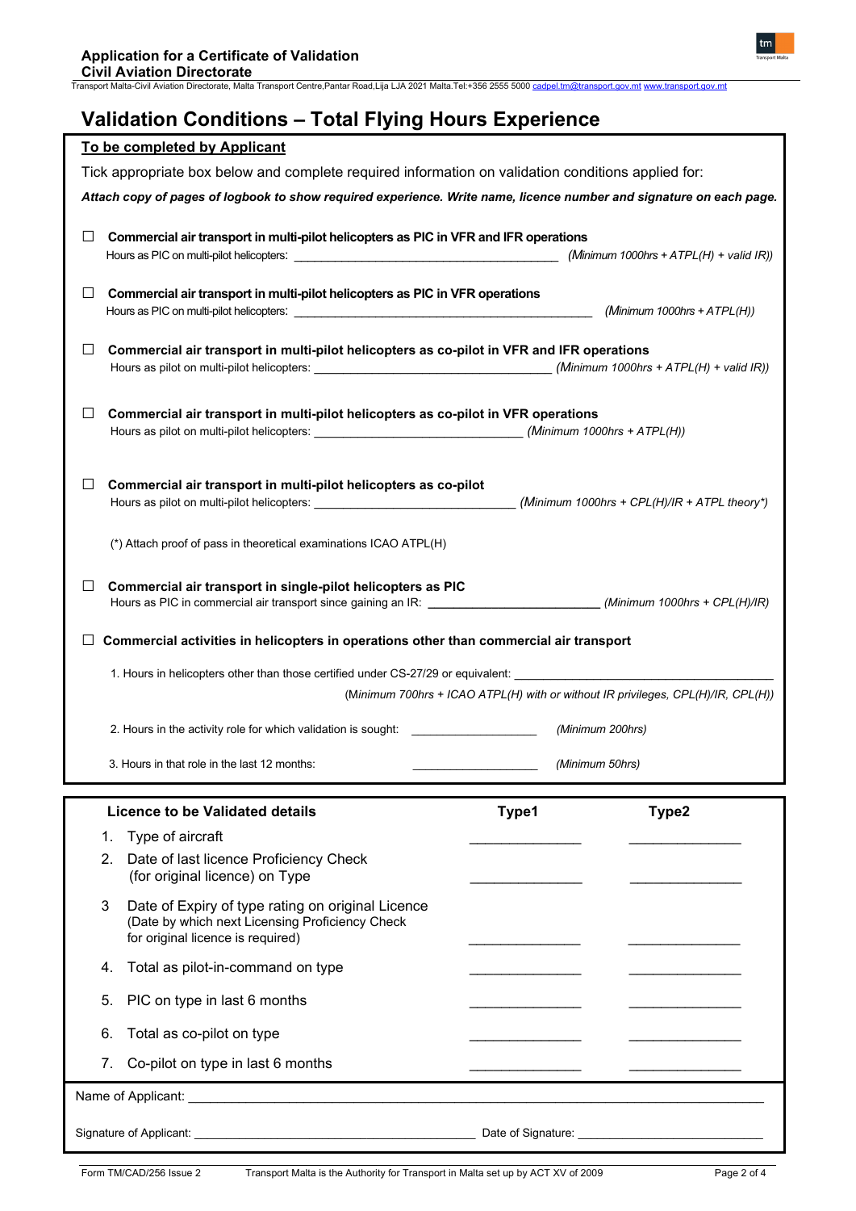# Validation Conditions – Total Flying Hours Experience

## To be completed by Applicant

Tick appropriate box below and complete required information on validation conditions applied for:

***Attach copy of pages of logbook to show required experience. Write name, licence number and signature on each page.***

☐ **Commercial air transport in multi-pilot helicopters as PIC in VFR and IFR operations**
Hours as PIC on multi-pilot helicopters: ________________________ *(Minimum 1000hrs + ATPL(H) + valid IR))*

☐ **Commercial air transport in multi-pilot helicopters as PIC in VFR operations**
Hours as PIC on multi-pilot helicopters: ________________________ *(Minimum 1000hrs + ATPL(H))*

☐ **Commercial air transport in multi-pilot helicopters as co-pilot in VFR and IFR operations**
Hours as pilot on multi-pilot helicopters: ________________________ *(Minimum 1000hrs + ATPL(H) + valid IR))*

☐ **Commercial air transport in multi-pilot helicopters as co-pilot in VFR operations**
Hours as pilot on multi-pilot helicopters: ________________________ *(Minimum 1000hrs + ATPL(H))*

☐ **Commercial air transport in multi-pilot helicopters as co-pilot**
Hours as pilot on multi-pilot helicopters: ________________________ *(Minimum 1000hrs + CPL(H)/IR + ATPL theory*)*

(*) Attach proof of pass in theoretical examinations ICAO ATPL(H)

☐ **Commercial air transport in single-pilot helicopters as PIC**
Hours as PIC in commercial air transport since gaining an IR: ________________________ *(Minimum 1000hrs + CPL(H)/IR)*

☐ **Commercial activities in helicopters in operations other than commercial air transport**

1. Hours in helicopters other than those certified under CS-27/29 or equivalent: ________________________
(*Minimum 700hrs + ICAO ATPL(H) with or without IR privileges, CPL(H)/IR, CPL(H)*)

2. Hours in the activity role for which validation is sought: ____________ *(Minimum 200hrs)*

3. Hours in that role in the last 12 months: ____________ *(Minimum 50hrs)*

| Licence to be Validated details | Type1 | Type2 |
|---|---|---|
| 1. Type of aircraft | ____________ | ____________ |
| 2. Date of last licence Proficiency Check (for original licence) on Type | ____________ | ____________ |
| 3 Date of Expiry of type rating on original Licence (Date by which next Licensing Proficiency Check for original licence is required) | ____________ | ____________ |
| 4. Total as pilot-in-command on type | ____________ | ____________ |
| 5. PIC on type in last 6 months | ____________ | ____________ |
| 6. Total as co-pilot on type | ____________ | ____________ |
| 7. Co-pilot on type in last 6 months | ____________ | ____________ |

Name of Applicant: ________________________________________________

Signature of Applicant: ________________________ Date of Signature: ________________________

Form TM/CAD/256 Issue 2 Transport Malta is the Authority for Transport in Malta set up by ACT XV of 2009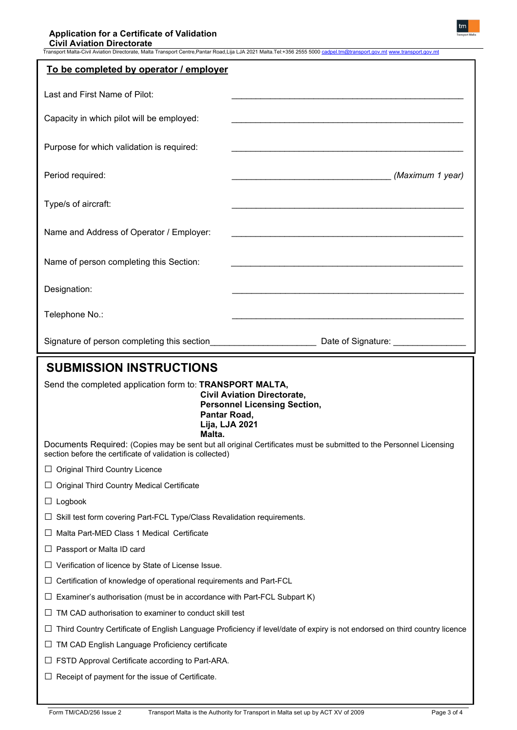## To be completed by operator / employer

Last and First Name of Pilot: ______________________________________________

Capacity in which pilot will be employed: ______________________________________________

Purpose for which validation is required: ______________________________________________

Period required: ________________________________ *(Maximum 1 year)*

Type/s of aircraft: ______________________________________________

Name and Address of Operator / Employer: ______________________________________________

Name of person completing this Section: ______________________________________________

Designation: ______________________________________________

Telephone No.: ______________________________________________

Signature of person completing this section_____________________ Date of Signature: ______________

# SUBMISSION INSTRUCTIONS

Send the completed application form to: **TRANSPORT MALTA,**
**Civil Aviation Directorate,**
**Personnel Licensing Section,**
**Pantar Road,**
**Lija, LJA 2021**
**Malta.**

Documents Required: (Copies may be sent but all original Certificates must be submitted to the Personnel Licensing section before the certificate of validation is collected)

- ☐ Original Third Country Licence
- ☐ Original Third Country Medical Certificate
- ☐ Logbook
- ☐ Skill test form covering Part-FCL Type/Class Revalidation requirements.
- ☐ Malta Part-MED Class 1 Medical Certificate
- ☐ Passport or Malta ID card
- ☐ Verification of licence by State of License Issue.
- ☐ Certification of knowledge of operational requirements and Part-FCL
- ☐ Examiner's authorisation (must be in accordance with Part-FCL Subpart K)
- ☐ TM CAD authorisation to examiner to conduct skill test
- ☐ Third Country Certificate of English Language Proficiency if level/date of expiry is not endorsed on third country licence
- ☐ TM CAD English Language Proficiency certificate
- ☐ FSTD Approval Certificate according to Part-ARA.
- ☐ Receipt of payment for the issue of Certificate.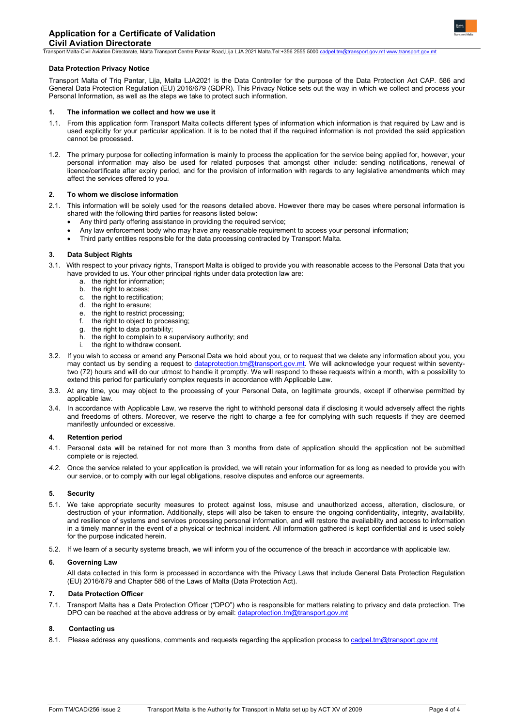## Data Protection Privacy Notice

Transport Malta of Triq Pantar, Lija, Malta LJA2021 is the Data Controller for the purpose of the Data Protection Act CAP. 586 and General Data Protection Regulation (EU) 2016/679 (GDPR). This Privacy Notice sets out the way in which we collect and process your Personal Information, as well as the steps we take to protect such information.

### 1. The information we collect and how we use it

1.1. From this application form Transport Malta collects different types of information which information is that required by Law and is used explicitly for your particular application. It is to be noted that if the required information is not provided the said application cannot be processed.

1.2. The primary purpose for collecting information is mainly to process the application for the service being applied for, however, your personal information may also be used for related purposes that amongst other include: sending notifications, renewal of licence/certificate after expiry period, and for the provision of information with regards to any legislative amendments which may affect the services offered to you.

### 2. To whom we disclose information

2.1. This information will be solely used for the reasons detailed above. However there may be cases where personal information is shared with the following third parties for reasons listed below:

- Any third party offering assistance in providing the required service;
- Any law enforcement body who may have any reasonable requirement to access your personal information;
- Third party entities responsible for the data processing contracted by Transport Malta.

### 3. Data Subject Rights

3.1. With respect to your privacy rights, Transport Malta is obliged to provide you with reasonable access to the Personal Data that you have provided to us. Your other principal rights under data protection law are:

a. the right for information;
b. the right to access;
c. the right to rectification;
d. the right to erasure;
e. the right to restrict processing;
f. the right to object to processing;
g. the right to data portability;
h. the right to complain to a supervisory authority; and
i. the right to withdraw consent.

3.2. If you wish to access or amend any Personal Data we hold about you, or to request that we delete any information about you, you may contact us by sending a request to dataprotection.tm@transport.gov.mt. We will acknowledge your request within seventy-two (72) hours and will do our utmost to handle it promptly. We will respond to these requests within a month, with a possibility to extend this period for particularly complex requests in accordance with Applicable Law.

3.3. At any time, you may object to the processing of your Personal Data, on legitimate grounds, except if otherwise permitted by applicable law.

3.4. In accordance with Applicable Law, we reserve the right to withhold personal data if disclosing it would adversely affect the rights and freedoms of others. Moreover, we reserve the right to charge a fee for complying with such requests if they are deemed manifestly unfounded or excessive.

### 4. Retention period

4.1. Personal data will be retained for not more than 3 months from date of application should the application not be submitted complete or is rejected.

*4.2.* Once the service related to your application is provided, we will retain your information for as long as needed to provide you with our service, or to comply with our legal obligations, resolve disputes and enforce our agreements.

### 5. Security

5.1. We take appropriate security measures to protect against loss, misuse and unauthorized access, alteration, disclosure, or destruction of your information. Additionally, steps will also be taken to ensure the ongoing confidentiality, integrity, availability, and resilience of systems and services processing personal information, and will restore the availability and access to information in a timely manner in the event of a physical or technical incident. All information gathered is kept confidential and is used solely for the purpose indicated herein.

5.2. If we learn of a security systems breach, we will inform you of the occurrence of the breach in accordance with applicable law.

### 6. Governing Law

All data collected in this form is processed in accordance with the Privacy Laws that include General Data Protection Regulation (EU) 2016/679 and Chapter 586 of the Laws of Malta (Data Protection Act).

### 7. Data Protection Officer

7.1. Transport Malta has a Data Protection Officer ("DPO") who is responsible for matters relating to privacy and data protection. The DPO can be reached at the above address or by email: dataprotection.tm@transport.gov.mt

### 8. Contacting us

8.1. Please address any questions, comments and requests regarding the application process to cadpel.tm@transport.gov.mt